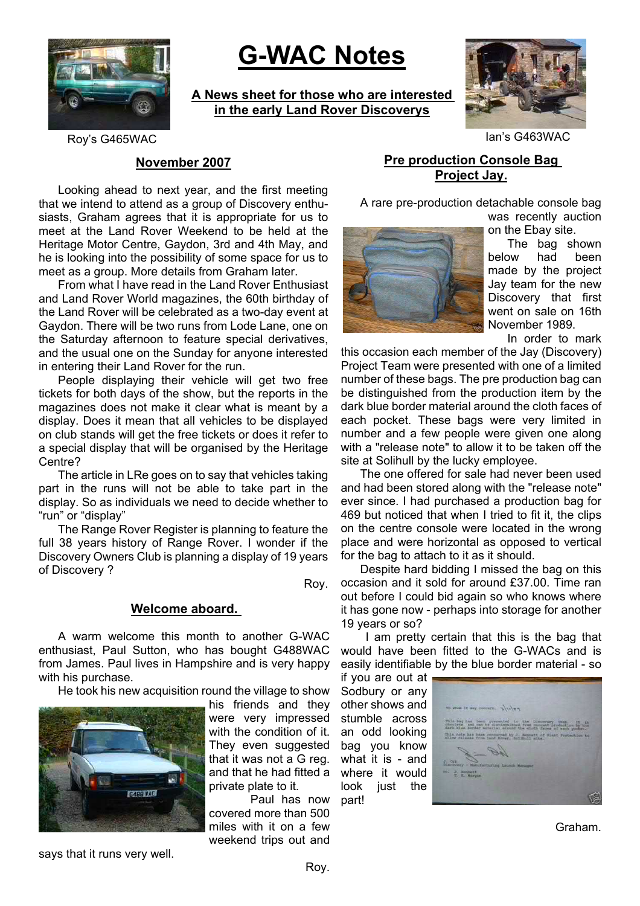# G-WAC Notes

**A News sheet for those who are interested in the early Land Rover Discoverys**

Roy's G465WAC

Ian's G463WAC

## November 2007

Looking ahead to next year, and the first meeting that we intend to attend as a group of Discovery enthusiasts, Graham agrees that it is appropriate for us to meet at the Land Rover Weekend to be held at the Heritage Motor Centre, Gaydon, 3rd and 4th May, and he is looking into the possibility of some space for us to meet as a group. More details from Graham later.

From what I have read in the Land Rover Enthusiast and Land Rover World magazines, the 60th birthday of the Land Rover will be celebrated as a two-day event at Gaydon. There will be two runs from Lode Lane, one on the Saturday afternoon to feature special derivatives, and the usual one on the Sunday for anyone interested in entering their Land Rover for the run.

People displaying their vehicle will get two free tickets for both days of the show, but the reports in the magazines does not make it clear what is meant by a display. Does it mean that all vehicles to be displayed on club stands will get the free tickets or does it refer to a special display that will be organised by the Heritage Centre?

The article in LRe goes on to say that vehicles taking part in the runs will not be able to take part in the display. So as individuals we need to decide whether to "run" or "display"

The Range Rover Register is planning to feature the full 38 years history of Range Rover. I wonder if the Discovery Owners Club is planning a display of 19 years of Discovery ?

Roy.

## Welcome aboard.

A warm welcome this month to another G-WAC enthusiast, Paul Sutton, who has bought G488WAC from James. Paul lives in Hampshire and is very happy with his purchase.

He took his new acquisition round the village to show his friends and they were very impressed with the condition of it. They even suggested that it was not a G reg. and that he had fitted a private plate to it.

Paul has now covered more than 500 miles with it on a few weekend trips out and says that it runs very well.

Roy.

## Pre production Console Bag Project Jay.

A rare pre-production detachable console bag was recently auction on the Ebay site.

The bag shown below had been made by the project Jay team for the new Discovery that first went on sale on 16th November 1989.

In order to mark this occasion each member of the Jay (Discovery) Project Team were presented with one of a limited number of these bags. The pre production bag can be distinguished from the production item by the dark blue border material around the cloth faces of each pocket. These bags were very limited in number and a few people were given one along with a "release note" to allow it to be taken off the site at Solihull by the lucky employee.

The one offered for sale had never been used and had been stored along with the "release note" ever since. I had purchased a production bag for 469 but noticed that when I tried to fit it, the clips on the centre console were located in the wrong place and were horizontal as opposed to vertical for the bag to attach to it as it should.

Despite hard bidding I missed the bag on this occasion and it sold for around £37.00. Time ran out before I could bid again so who knows where it has gone now - perhaps into storage for another 19 years or so?

I am pretty certain that this is the bag that would have been fitted to the G-WACs and is easily identifiable by the blue border material - so if you are out at Sodbury or any other shows and stumble across an odd looking bag you know what it is - and where it would look just the part!

Graham.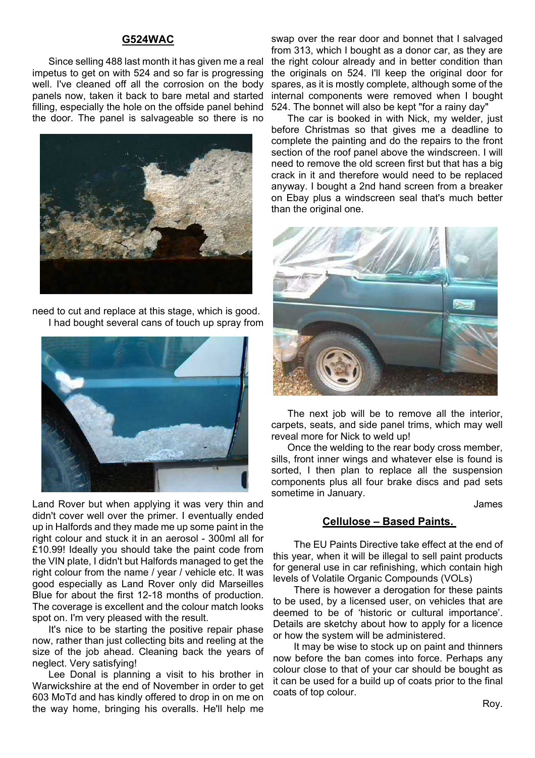## G524WAC

Since selling 488 last month it has given me a real impetus to get on with 524 and so far is progressing well. I've cleaned off all the corrosion on the body panels now, taken it back to bare metal and started filling, especially the hole on the offside panel behind the door. The panel is salvageable so there is no need to cut and replace at this stage, which is good.

I had bought several cans of touch up spray from Land Rover but when applying it was very thin and didn't cover well over the primer. I eventually ended up in Halfords and they made me up some paint in the right colour and stuck it in an aerosol - 300ml all for £10.99! Ideally you should take the paint code from the VIN plate, I didn't but Halfords managed to get the right colour from the name / year / vehicle etc. It was good especially as Land Rover only did Marseilles Blue for about the first 12-18 months of production. The coverage is excellent and the colour match looks spot on. I'm very pleased with the result.

It's nice to be starting the positive repair phase now, rather than just collecting bits and reeling at the size of the job ahead. Cleaning back the years of neglect. Very satisfying!

Lee Donal is planning a visit to his brother in Warwickshire at the end of November in order to get 603 MoTd and has kindly offered to drop in on me on the way home, bringing his overalls. He'll help me swap over the rear door and bonnet that I salvaged from 313, which I bought as a donor car, as they are the right colour already and in better condition than the originals on 524. I'll keep the original door for spares, as it is mostly complete, although some of the internal components were removed when I bought 524. The bonnet will also be kept "for a rainy day"

The car is booked in with Nick, my welder, just before Christmas so that gives me a deadline to complete the painting and do the repairs to the front section of the roof panel above the windscreen. I will need to remove the old screen first but that has a big crack in it and therefore would need to be replaced anyway. I bought a 2nd hand screen from a breaker on Ebay plus a windscreen seal that's much better than the original one.

The next job will be to remove all the interior, carpets, seats, and side panel trims, which may well reveal more for Nick to weld up!

Once the welding to the rear body cross member, sills, front inner wings and whatever else is found is sorted, I then plan to replace all the suspension components plus all four brake discs and pad sets sometime in January.

James

## Cellulose – Based Paints.

The EU Paints Directive take effect at the end of this year, when it will be illegal to sell paint products for general use in car refinishing, which contain high levels of Volatile Organic Compounds (VOLs)

There is however a derogation for these paints to be used, by a licensed user, on vehicles that are deemed to be of 'historic or cultural importance'. Details are sketchy about how to apply for a licence or how the system will be administered.

It may be wise to stock up on paint and thinners now before the ban comes into force. Perhaps any colour close to that of your car should be bought as it can be used for a build up of coats prior to the final coats of top colour.

Roy.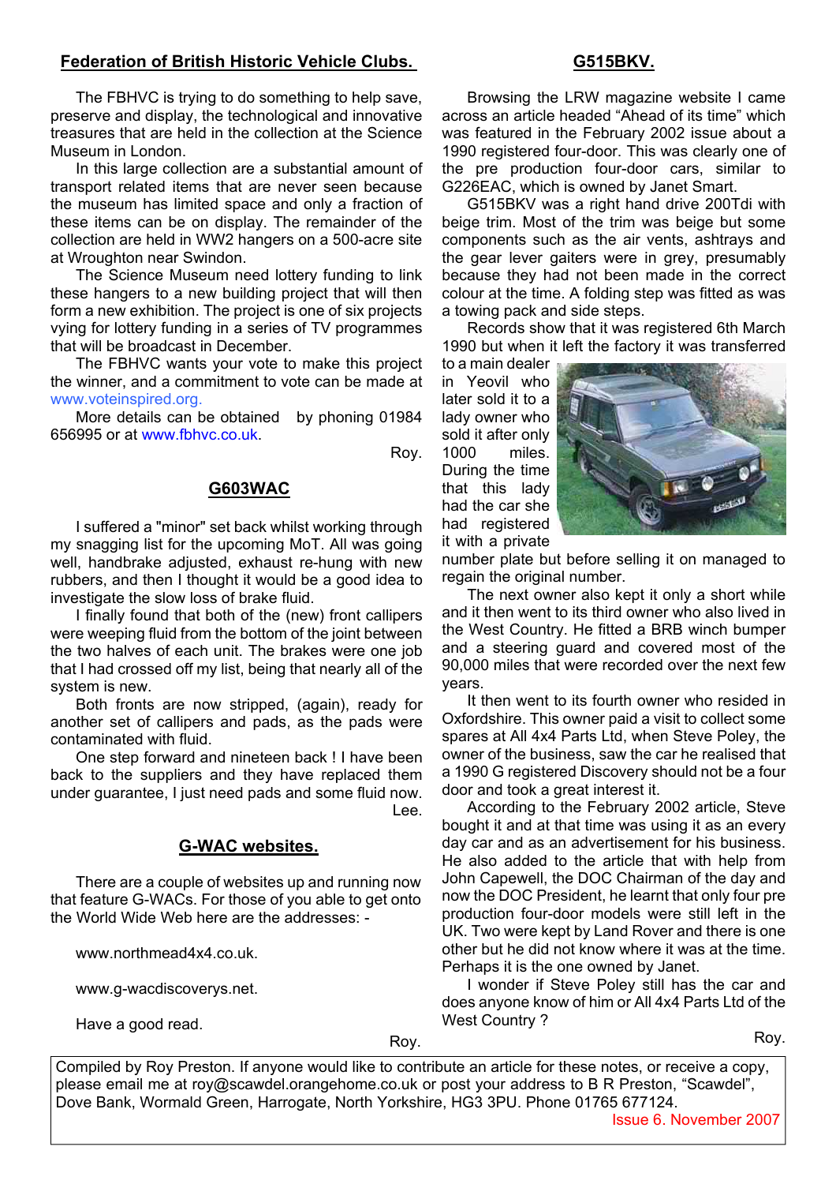## Federation of British Historic Vehicle Clubs.

The FBHVC is trying to do something to help save, preserve and display, the technological and innovative treasures that are held in the collection at the Science Museum in London.

In this large collection are a substantial amount of transport related items that are never seen because the museum has limited space and only a fraction of these items can be on display. The remainder of the collection are held in WW2 hangers on a 500-acre site at Wroughton near Swindon.

The Science Museum need lottery funding to link these hangers to a new building project that will then form a new exhibition. The project is one of six projects vying for lottery funding in a series of TV programmes that will be broadcast in December.

The FBHVC wants your vote to make this project the winner, and a commitment to vote can be made at www.voteinspired.org.

More details can be obtained by phoning 01984 656995 or at www.fbhvc.co.uk.

Roy.

## G603WAC

I suffered a "minor" set back whilst working through my snagging list for the upcoming MoT. All was going well, handbrake adjusted, exhaust re-hung with new rubbers, and then I thought it would be a good idea to investigate the slow loss of brake fluid.

I finally found that both of the (new) front callipers were weeping fluid from the bottom of the joint between the two halves of each unit. The brakes were one job that I had crossed off my list, being that nearly all of the system is new.

Both fronts are now stripped, (again), ready for another set of callipers and pads, as the pads were contaminated with fluid.

One step forward and nineteen back ! I have been back to the suppliers and they have replaced them under guarantee, I just need pads and some fluid now.

Lee.

## G-WAC websites.

There are a couple of websites up and running now that feature G-WACs. For those of you able to get onto the World Wide Web here are the addresses: -

www.northmead4x4.co.uk.

www.g-wacdiscoverys.net.

Have a good read.

Roy.

## G515BKV.

Browsing the LRW magazine website I came across an article headed "Ahead of its time" which was featured in the February 2002 issue about a 1990 registered four-door. This was clearly one of the pre production four-door cars, similar to G226EAC, which is owned by Janet Smart.

G515BKV was a right hand drive 200Tdi with beige trim. Most of the trim was beige but some components such as the air vents, ashtrays and the gear lever gaiters were in grey, presumably because they had not been made in the correct colour at the time. A folding step was fitted as was a towing pack and side steps.

Records show that it was registered 6th March 1990 but when it left the factory it was transferred to a main dealer in Yeovil who later sold it to a lady owner who sold it after only 1000 miles. During the time that this lady had the car she had registered it with a private number plate but before selling it on managed to regain the original number.

The next owner also kept it only a short while and it then went to its third owner who also lived in the West Country. He fitted a BRB winch bumper and a steering guard and covered most of the 90,000 miles that were recorded over the next few years.

It then went to its fourth owner who resided in Oxfordshire. This owner paid a visit to collect some spares at All 4x4 Parts Ltd, when Steve Poley, the owner of the business, saw the car he realised that a 1990 G registered Discovery should not be a four door and took a great interest it.

According to the February 2002 article, Steve bought it and at that time was using it as an every day car and as an advertisement for his business. He also added to the article that with help from John Capewell, the DOC Chairman of the day and now the DOC President, he learnt that only four pre production four-door models were still left in the UK. Two were kept by Land Rover and there is one other but he did not know where it was at the time. Perhaps it is the one owned by Janet.

I wonder if Steve Poley still has the car and does anyone know of him or All 4x4 Parts Ltd of the West Country ?

Roy.

Compiled by Roy Preston. If anyone would like to contribute an article for these notes, or receive a copy, please email me at roy@scawdel.orangehome.co.uk or post your address to B R Preston, "Scawdel", Dove Bank, Wormald Green, Harrogate, North Yorkshire, HG3 3PU. Phone 01765 677124.

Issue 6. November 2007